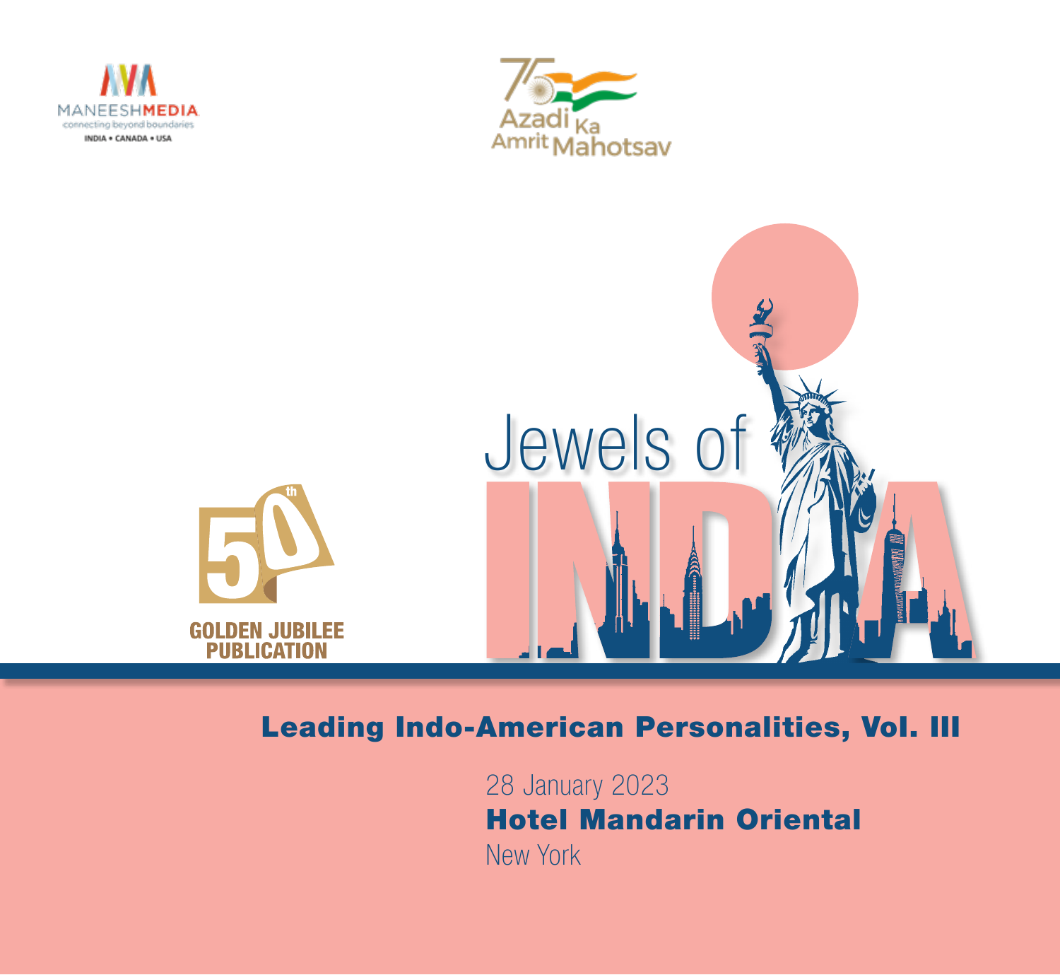MANEESHMEDIA

connecting beyond boundaries

INDIA • CANADA • USA

Azadi Ka Amrit Mahotsav

50th GOLDEN JUBILEE PUBLICATION

# Jewels of INDIA

## Leading Indo-American Personalities, Vol. III

28 January 2023

**Hotel Mandarin Oriental**

New York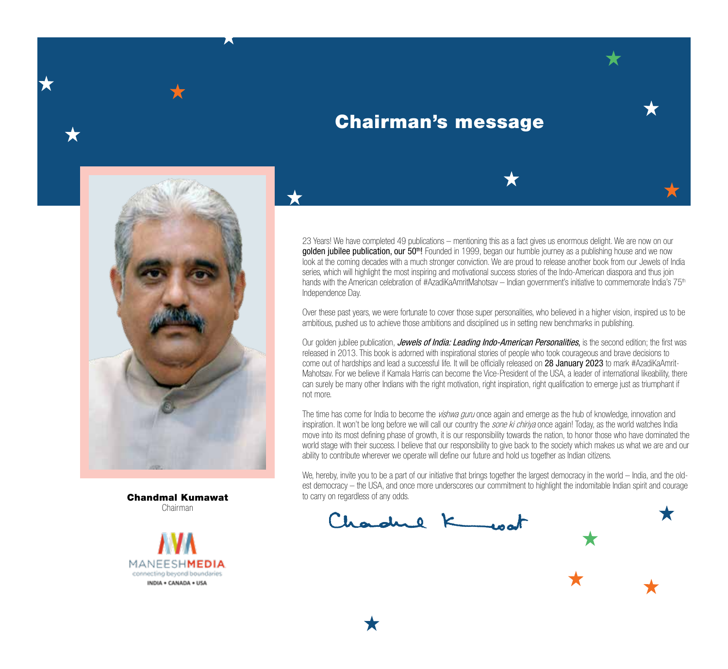# Chairman's message

23 Years! We have completed 49 publications – mentioning this as a fact gives us enormous delight. We are now on our **golden jubilee publication, our 50th!** Founded in 1999, began our humble journey as a publishing house and we now look at the coming decades with a much stronger conviction. We are proud to release another book from our Jewels of India series, which will highlight the most inspiring and motivational success stories of the Indo-American diaspora and thus join hands with the American celebration of #AzadiKaAmritMahotsav – Indian government's initiative to commemorate India's 75th Independence Day.

Over these past years, we were fortunate to cover those super personalities, who believed in a higher vision, inspired us to be ambitious, pushed us to achieve those ambitions and disciplined us in setting new benchmarks in publishing.

Our golden jubilee publication, ***Jewels of India: Leading Indo-American Personalities***, is the second edition; the first was released in 2013. This book is adorned with inspirational stories of people who took courageous and brave decisions to come out of hardships and lead a successful life. It will be officially released on **28 January 2023** to mark #AzadiKaAmrit-Mahotsav. For we believe if Kamala Harris can become the Vice-President of the USA, a leader of international likeability, there can surely be many other Indians with the right motivation, right inspiration, right qualification to emerge just as triumphant if not more.

The time has come for India to become the *vishwa guru* once again and emerge as the hub of knowledge, innovation and inspiration. It won't be long before we will call our country the *sone ki chiriya* once again! Today, as the world watches India move into its most defining phase of growth, it is our responsibility towards the nation, to honor those who have dominated the world stage with their success. I believe that our responsibility to give back to the society which makes us what we are and our ability to contribute wherever we operate will define our future and hold us together as Indian citizens.

We, hereby, invite you to be a part of our initiative that brings together the largest democracy in the world – India, and the oldest democracy – the USA, and once more underscores our commitment to highlight the indomitable Indian spirit and courage to carry on regardless of any odds.

Chandmal Kumawat

**Chandmal Kumawat**
Chairman

MANEESHMEDIA
connecting beyond boundaries
INDIA • CANADA • USA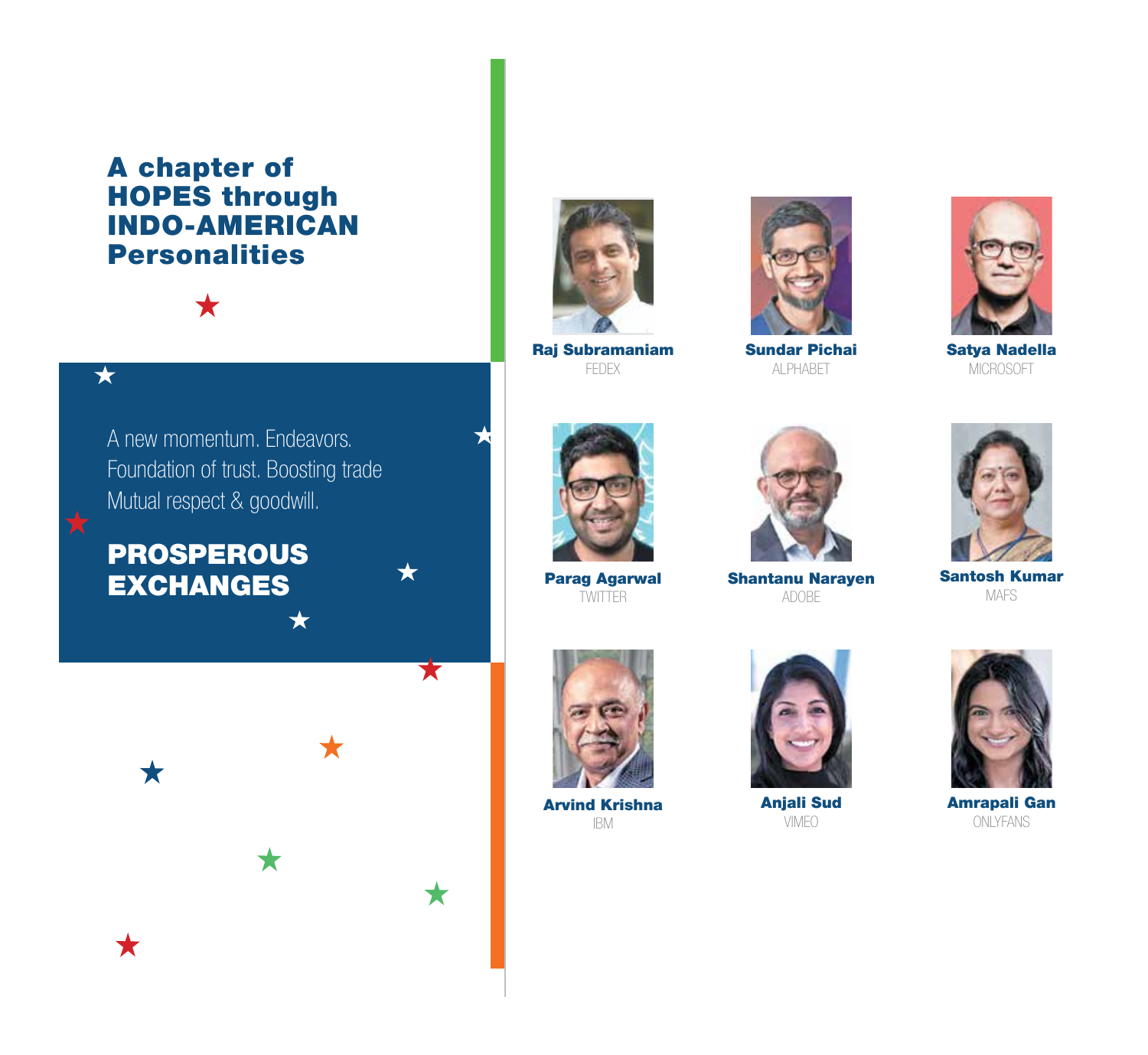# A chapter of HOPES through INDO-AMERICAN Personalities

A new momentum. Endeavors.
Foundation of trust. Boosting trade
Mutual respect & goodwill.

## PROSPEROUS EXCHANGES

**Raj Subramaniam**
FEDEX

**Sundar Pichai**
ALPHABET

**Satya Nadella**
MICROSOFT

**Parag Agarwal**
TWITTER

**Shantanu Narayen**
ADOBE

**Santosh Kumar**
MAFS

**Arvind Krishna**
IBM

**Anjali Sud**
VIMEO

**Amrapali Gan**
ONLYFANS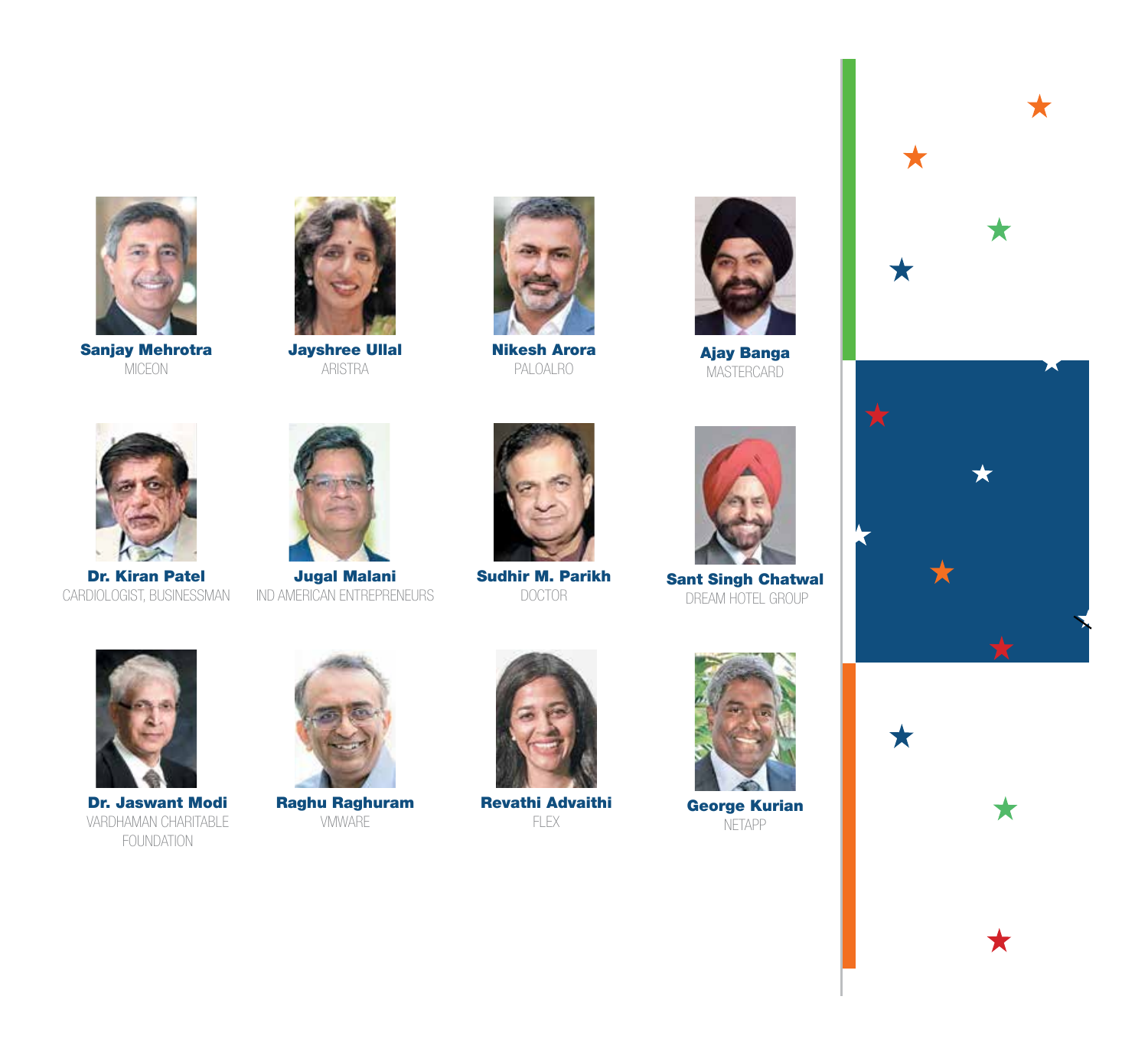**Sanjay Mehrotra**
MICEON

**Jayshree Ullal**
ARISTRA

**Nikesh Arora**
PALOALRO

**Ajay Banga**
MASTERCARD

**Dr. Kiran Patel**
CARDIOLOGIST, BUSINESSMAN

**Jugal Malani**
IND AMERICAN ENTREPRENEURS

**Sudhir M. Parikh**
DOCTOR

**Sant Singh Chatwal**
DREAM HOTEL GROUP

**Dr. Jaswant Modi**
VARDHAMAN CHARITABLE FOUNDATION

**Raghu Raghuram**
VMWARE

**Revathi Advaithi**
FLEX

**George Kurian**
NETAPP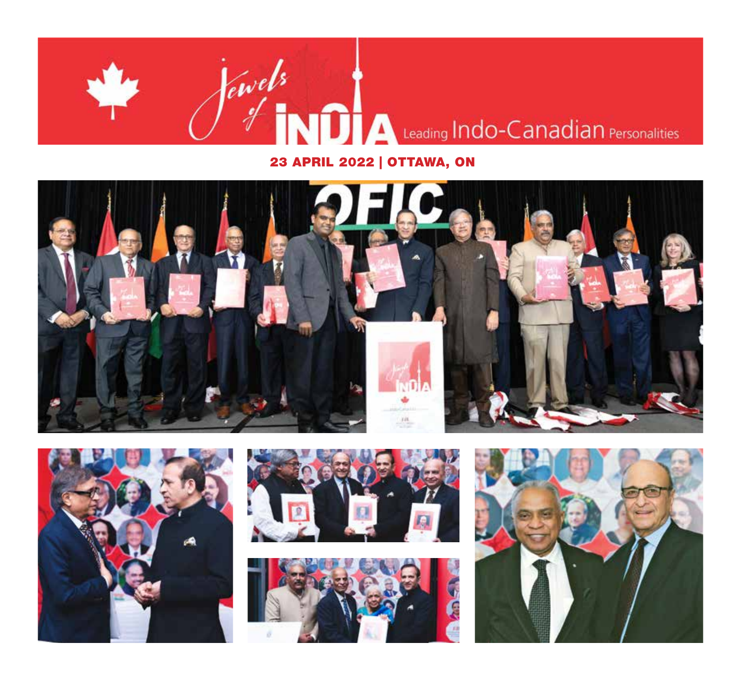# Jewels of INDIA Leading Indo-Canadian Personalities

**23 APRIL 2022 | OTTAWA, ON**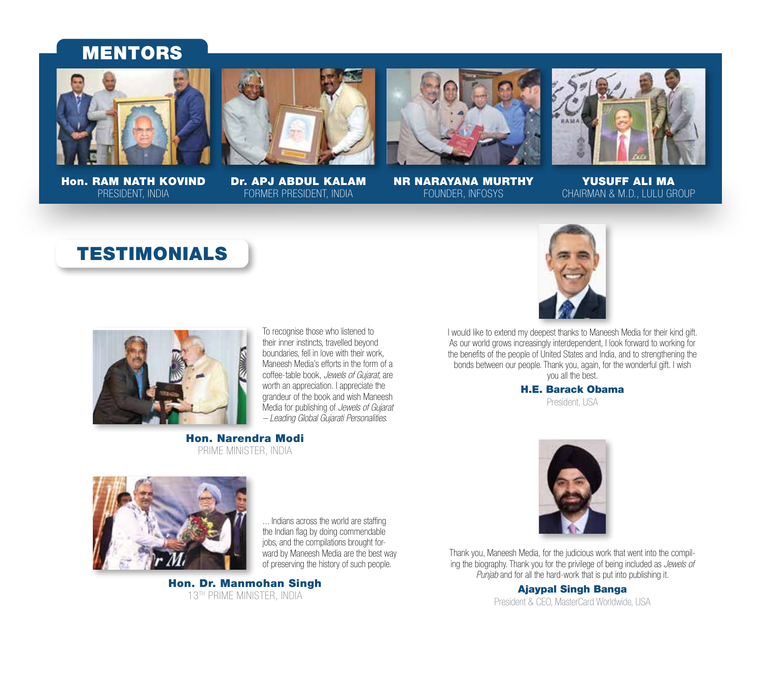## MENTORS

**Hon. RAM NATH KOVIND**
PRESIDENT, INDIA

**Dr. APJ ABDUL KALAM**
FORMER PRESIDENT, INDIA

**NR NARAYANA MURTHY**
FOUNDER, INFOSYS

**YUSUFF ALI MA**
CHAIRMAN & M.D., LULU GROUP

## TESTIMONIALS

To recognise those who listened to their inner instincts, travelled beyond boundaries, fell in love with their work, Maneesh Media's efforts in the form of a coffee-table book, *Jewels of Gujarat*, are worth an appreciation. I appreciate the grandeur of the book and wish Maneesh Media for publishing of *Jewels of Gujarat – Leading Global Gujarati Personalities*.

**Hon. Narendra Modi**
PRIME MINISTER, INDIA

... Indians across the world are staffing the Indian flag by doing commendable jobs, and the compilations brought forward by Maneesh Media are the best way of preserving the history of such people.

**Hon. Dr. Manmohan Singh**
13TH PRIME MINISTER, INDIA

I would like to extend my deepest thanks to Maneesh Media for their kind gift. As our world grows increasingly interdependent, I look forward to working for the benefits of the people of United States and India, and to strengthening the bonds between our people. Thank you, again, for the wonderful gift. I wish you all the best.

**H.E. Barack Obama**
President, USA

Thank you, Maneesh Media, for the judicious work that went into the compiling the biography. Thank you for the privilege of being included as *Jewels of Punjab* and for all the hard-work that is put into publishing it.

**Ajaypal Singh Banga**
President & CEO, MasterCard Worldwide, USA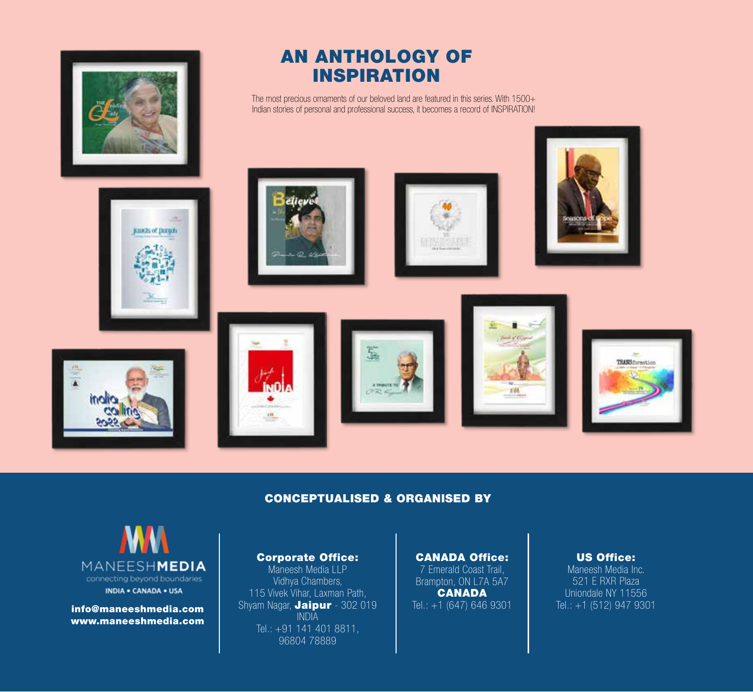# AN ANTHOLOGY OF INSPIRATION

The most precious ornaments of our beloved land are featured in this series. With 1500+ Indian stories of personal and professional success, it becomes a record of INSPIRATION!

## CONCEPTUALISED & ORGANISED BY

MANEESHMEDIA
connecting beyond boundaries
INDIA • CANADA • USA

**info@maneeshmedia.com**
**www.maneeshmedia.com**

**Corporate Office:**
Maneesh Media LLP
Vidhya Chambers,
115 Vivek Vihar, Laxman Path,
Shyam Nagar, **Jaipur** - 302 019
INDIA
Tel.: +91 141 401 8811,
96804 78889

**CANADA Office:**
7 Emerald Coast Trail,
Brampton, ON L7A 5A7
**CANADA**
Tel.: +1 (647) 646 9301

**US Office:**
Maneesh Media Inc.
521 E RXR Plaza
Uniondale NY 11556
Tel.: +1 (512) 947 9301